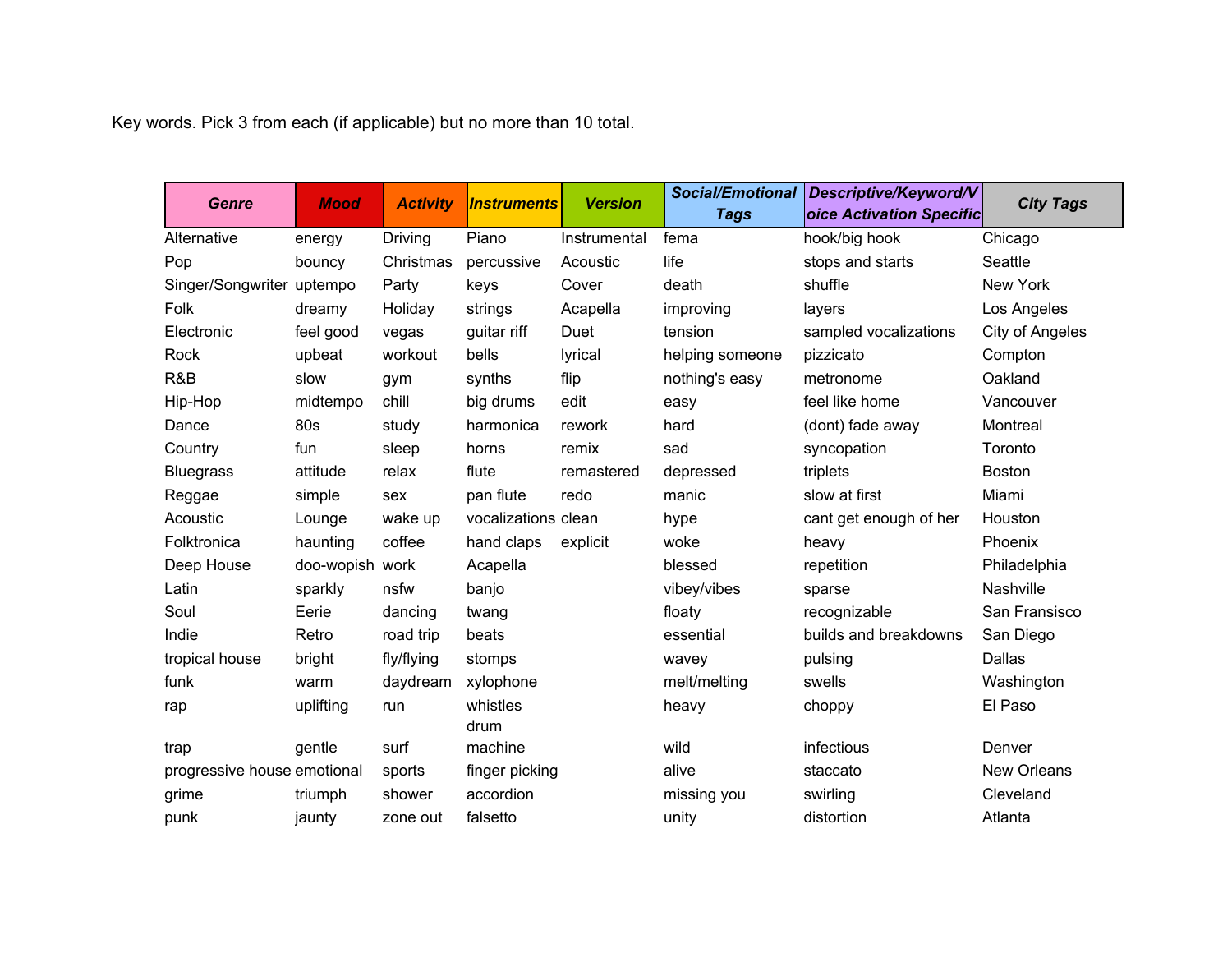Key words. Pick 3 from each (if applicable) but no more than 10 total.

| ***Genre*** | ***Mood*** | ***Activity*** | ***Instruments*** | ***Version*** | ***Social/Emotional Tags*** | ***Descriptive/Keyword/Voice Activation Specific*** | ***City Tags*** |
|---|---|---|---|---|---|---|---|
| Alternative | energy | Driving | Piano | Instrumental | fema | hook/big hook | Chicago |
| Pop | bouncy | Christmas | percussive | Acoustic | life | stops and starts | Seattle |
| Singer/Songwriter | uptempo | Party | keys | Cover | death | shuffle | New York |
| Folk | dreamy | Holiday | strings | Acapella | improving | layers | Los Angeles |
| Electronic | feel good | vegas | guitar riff | Duet | tension | sampled vocalizations | City of Angeles |
| Rock | upbeat | workout | bells | lyrical | helping someone | pizzicato | Compton |
| R&B | slow | gym | synths | flip | nothing's easy | metronome | Oakland |
| Hip-Hop | midtempo | chill | big drums | edit | easy | feel like home | Vancouver |
| Dance | 80s | study | harmonica | rework | hard | (dont) fade away | Montreal |
| Country | fun | sleep | horns | remix | sad | syncopation | Toronto |
| Bluegrass | attitude | relax | flute | remastered | depressed | triplets | Boston |
| Reggae | simple | sex | pan flute | redo | manic | slow at first | Miami |
| Acoustic | Lounge | wake up | vocalizations | clean | hype | cant get enough of her | Houston |
| Folktronica | haunting | coffee | hand claps | explicit | woke | heavy | Phoenix |
| Deep House | doo-wopish | work | Acapella | | blessed | repetition | Philadelphia |
| Latin | sparkly | nsfw | banjo | | vibey/vibes | sparse | Nashville |
| Soul | Eerie | dancing | twang | | floaty | recognizable | San Fransisco |
| Indie | Retro | road trip | beats | | essential | builds and breakdowns | San Diego |
| tropical house | bright | fly/flying | stomps | | wavey | pulsing | Dallas |
| funk | warm | daydream | xylophone | | melt/melting | swells | Washington |
| rap | uplifting | run | whistles | | heavy | choppy | El Paso |
| trap | gentle | surf | drum machine | | wild | infectious | Denver |
| progressive house | emotional | sports | finger picking | | alive | staccato | New Orleans |
| grime | triumph | shower | accordion | | missing you | swirling | Cleveland |
| punk | jaunty | zone out | falsetto | | unity | distortion | Atlanta |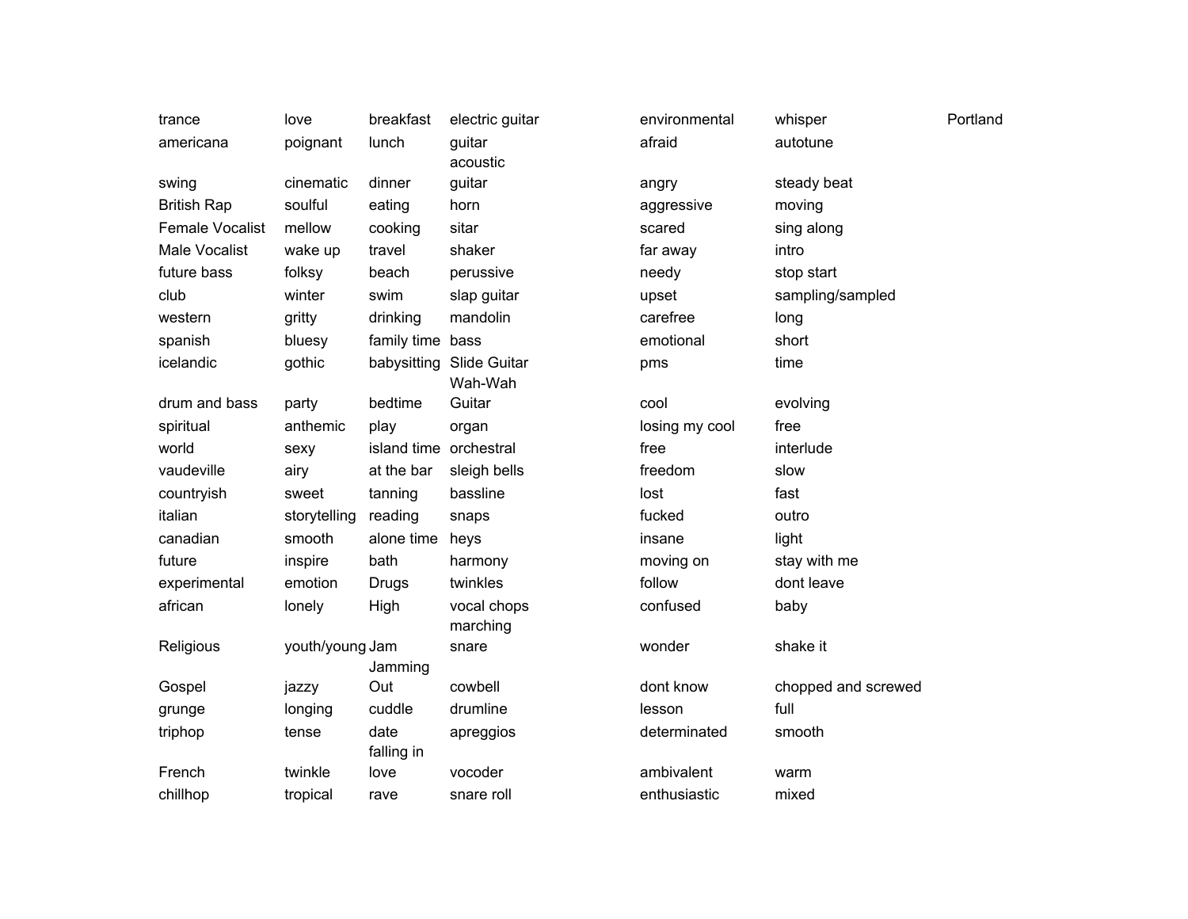| | | | | | | |
|---|---|---|---|---|---|---|
| trance | love | breakfast | electric guitar | environmental | whisper | Portland |
| americana | poignant | lunch | guitar | afraid | autotune | |
| swing | cinematic | dinner | acoustic guitar | angry | steady beat | |
| British Rap | soulful | eating | horn | aggressive | moving | |
| Female Vocalist | mellow | cooking | sitar | scared | sing along | |
| Male Vocalist | wake up | travel | shaker | far away | intro | |
| future bass | folksy | beach | perussive | needy | stop start | |
| club | winter | swim | slap guitar | upset | sampling/sampled | |
| western | gritty | drinking | mandolin | carefree | long | |
| spanish | bluesy | family time | bass | emotional | short | |
| icelandic | gothic | babysitting | Slide Guitar | pms | time | |
| drum and bass | party | bedtime | Wah-Wah Guitar | cool | evolving | |
| spiritual | anthemic | play | organ | losing my cool | free | |
| world | sexy | island time | orchestral | free | interlude | |
| vaudeville | airy | at the bar | sleigh bells | freedom | slow | |
| countryish | sweet | tanning | bassline | lost | fast | |
| italian | storytelling | reading | snaps | fucked | outro | |
| canadian | smooth | alone time | heys | insane | light | |
| future | inspire | bath | harmony | moving on | stay with me | |
| experimental | emotion | Drugs | twinkles | follow | dont leave | |
| african | lonely | High | vocal chops | confused | baby | |
| Religious | youth/young | Jam | marching snare | wonder | shake it | |
| Gospel | jazzy | Jamming Out | cowbell | dont know | chopped and screwed | |
| grunge | longing | cuddle | drumline | lesson | full | |
| triphop | tense | date | apreggios | determinated | smooth | |
| French | twinkle | falling in love | vocoder | ambivalent | warm | |
| chillhop | tropical | rave | snare roll | enthusiastic | mixed | |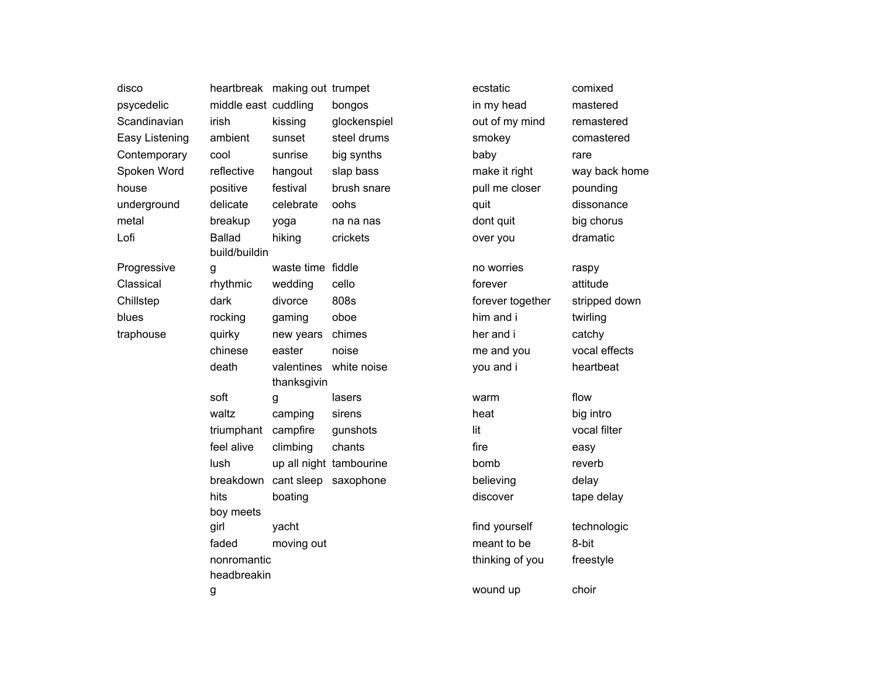| disco | heartbreak | making out | trumpet | ecstatic | comixed |
|---|---|---|---|---|---|
| psycedelic | middle east | cuddling | bongos | in my head | mastered |
| Scandinavian | irish | kissing | glockenspiel | out of my mind | remastered |
| Easy Listening | ambient | sunset | steel drums | smokey | comastered |
| Contemporary | cool | sunrise | big synths | baby | rare |
| Spoken Word | reflective | hangout | slap bass | make it right | way back home |
| house | positive | festival | brush snare | pull me closer | pounding |
| underground | delicate | celebrate | oohs | quit | dissonance |
| metal | breakup | yoga | na na nas | dont quit | big chorus |
| Lofi | Ballad | hiking | crickets | over you | dramatic |
| Progressive | build/building | waste time | fiddle | no worries | raspy |
| Classical | rhythmic | wedding | cello | forever | attitude |
| Chillstep | dark | divorce | 808s | forever together | stripped down |
| blues | rocking | gaming | oboe | him and i | twirling |
| traphouse | quirky | new years | chimes | her and i | catchy |
| | chinese | easter | noise | me and you | vocal effects |
| | death | valentines | white noise | you and i | heartbeat |
| | soft | thanksgiving | lasers | warm | flow |
| | waltz | camping | sirens | heat | big intro |
| | triumphant | campfire | gunshots | lit | vocal filter |
| | feel alive | climbing | chants | fire | easy |
| | lush | up all night | tambourine | bomb | reverb |
| | breakdown | cant sleep | saxophone | believing | delay |
| | hits | boating | | discover | tape delay |
| | boy meets girl | yacht | | find yourself | technologic |
| | faded | moving out | | meant to be | 8-bit |
| | nonromantic | | | thinking of you | freestyle |
| | headbreaking | | | wound up | choir |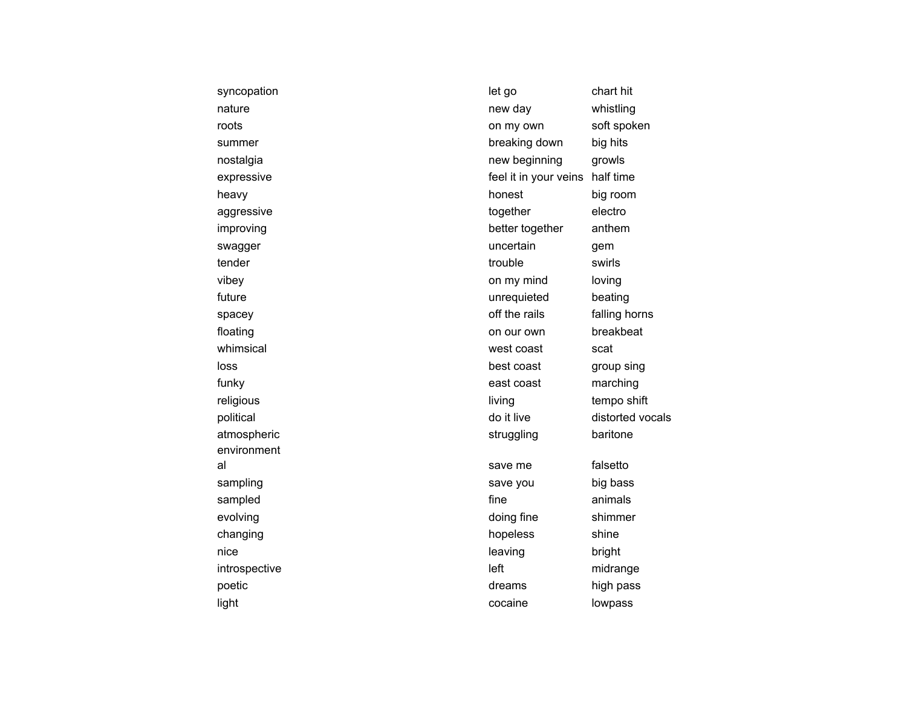syncopation
nature
roots
summer
nostalgia
expressive
heavy
aggressive
improving
swagger
tender
vibey
future
spacey
floating
whimsical
loss
funky
religious
political
atmospheric
environmental
sampling
sampled
evolving
changing
nice
introspective
poetic
light

let go
new day
on my own
breaking down
new beginning
feel it in your veins
honest
together
better together
uncertain
trouble
on my mind
unrequieted
off the rails
on our own
west coast
best coast
east coast
living
do it live
struggling
save me
save you
fine
doing fine
hopeless
leaving
left
dreams
cocaine

chart hit
whistling
soft spoken
big hits
growls
half time
big room
electro
anthem
gem
swirls
loving
beating
falling horns
breakbeat
scat
group sing
marching
tempo shift
distorted vocals
baritone
falsetto
big bass
animals
shimmer
shine
bright
midrange
high pass
lowpass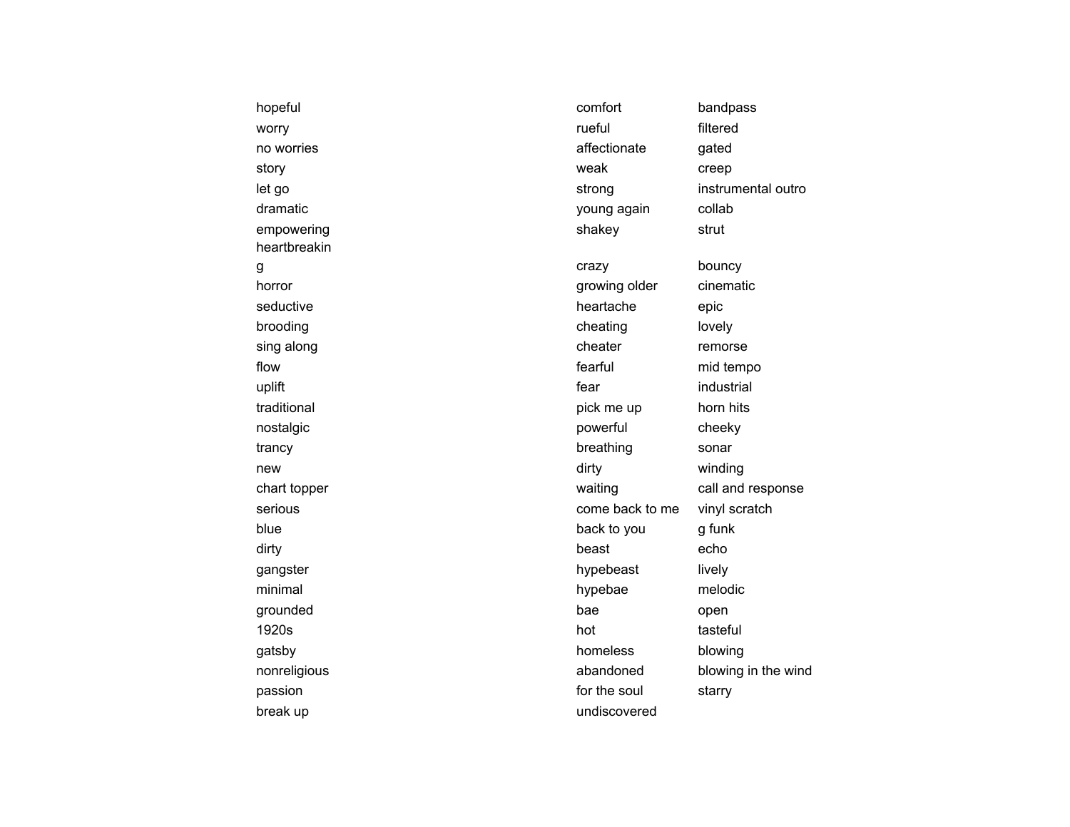hopeful
worry
no worries
story
let go
dramatic
empowering
heartbreaking
horror
seductive
brooding
sing along
flow
uplift
traditional
nostalgic
trancy
new
chart topper
serious
blue
dirty
gangster
minimal
grounded
1920s
gatsby
nonreligious
passion
break up

comfort
rueful
affectionate
weak
strong
young again
shakey

crazy
growing older
heartache
cheating
cheater
fearful
fear
pick me up
powerful
breathing
dirty
waiting
come back to me
back to you
beast
hypebeast
hypebae
bae
hot
homeless
abandoned
for the soul
undiscovered

bandpass
filtered
gated
creep
instrumental outro
collab
strut

bouncy
cinematic
epic
lovely
remorse
mid tempo
industrial
horn hits
cheeky
sonar
winding
call and response
vinyl scratch
g funk
echo
lively
melodic
open
tasteful
blowing
blowing in the wind
starry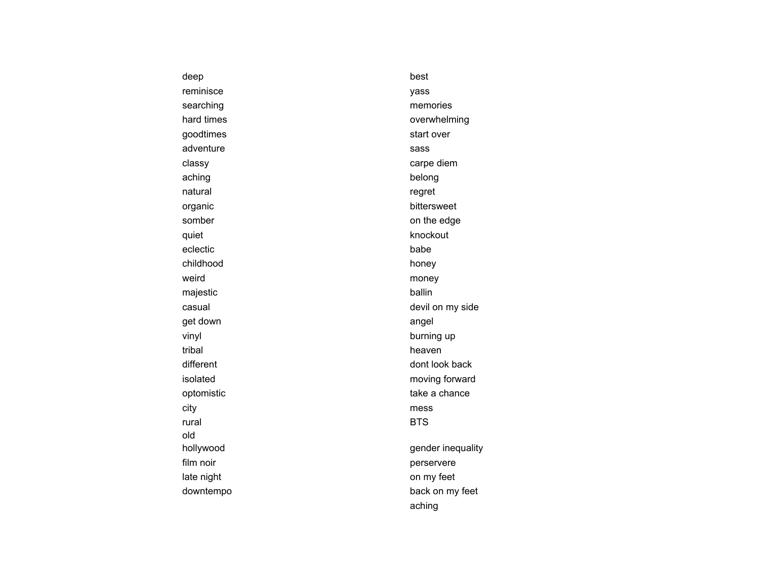deep
reminisce
searching
hard times
goodtimes
adventure
classy
aching
natural
organic
somber
quiet
eclectic
childhood
weird
majestic
casual
get down
vinyl
tribal
different
isolated
optomistic
city
rural
old
hollywood
film noir
late night
downtempo

best
yass
memories
overwhelming
start over
sass
carpe diem
belong
regret
bittersweet
on the edge
knockout
babe
honey
money
ballin
devil on my side
angel
burning up
heaven
dont look back
moving forward
take a chance
mess
BTS

gender inequality
perservere
on my feet
back on my feet
aching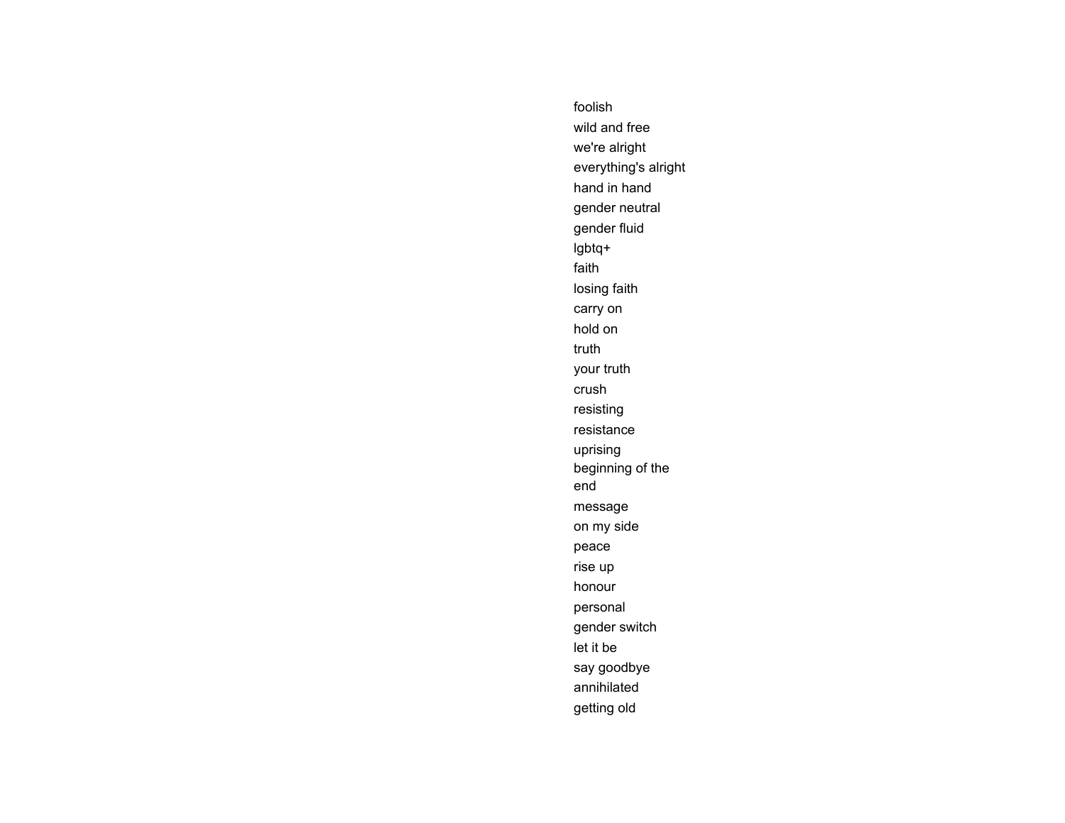foolish
wild and free
we're alright
everything's alright
hand in hand
gender neutral
gender fluid
lgbtq+
faith
losing faith
carry on
hold on
truth
your truth
crush
resisting
resistance
uprising
beginning of the end
message
on my side
peace
rise up
honour
personal
gender switch
let it be
say goodbye
annihilated
getting old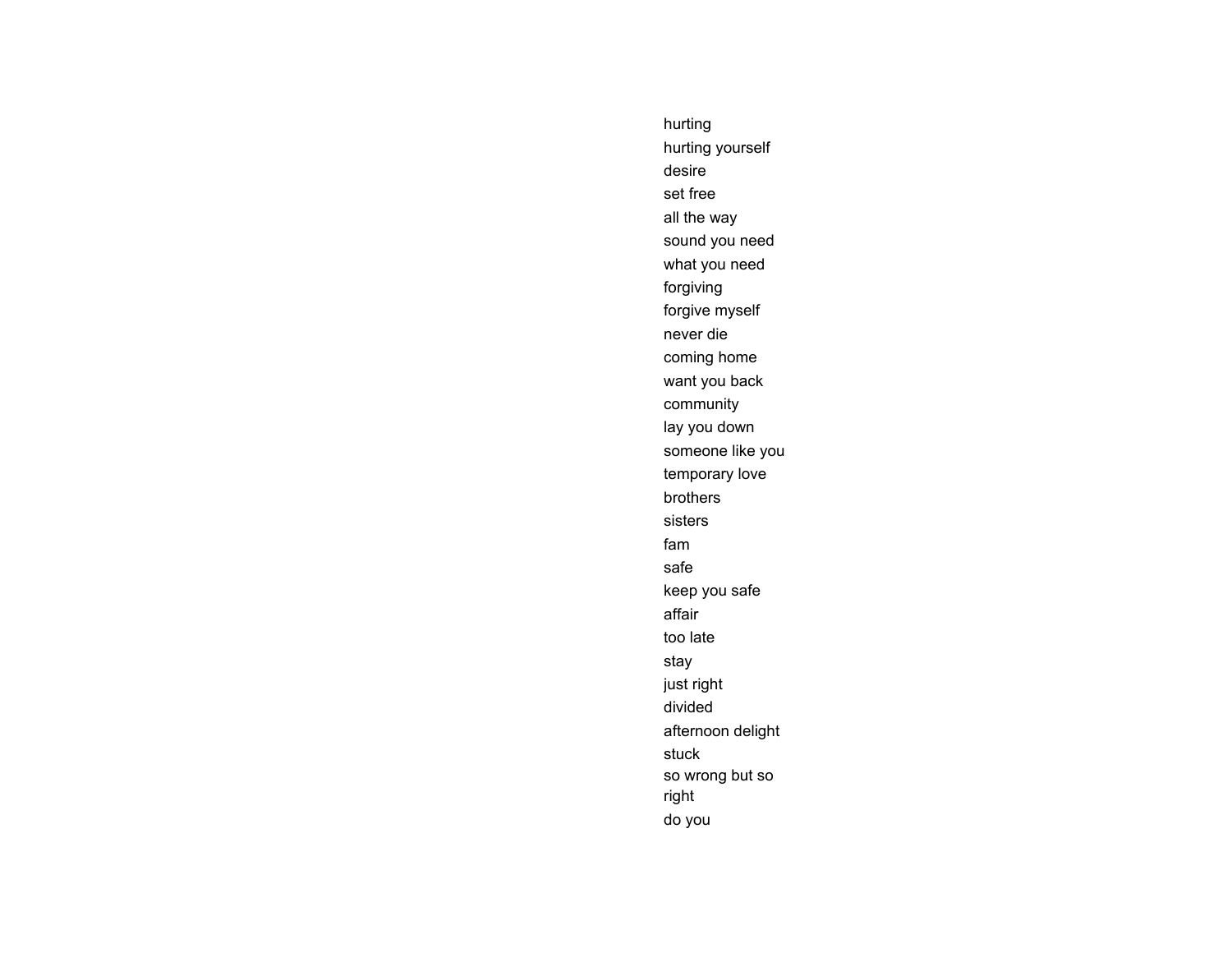hurting
hurting yourself
desire
set free
all the way
sound you need
what you need
forgiving
forgive myself
never die
coming home
want you back
community
lay you down
someone like you
temporary love
brothers
sisters
fam
safe
keep you safe
affair
too late
stay
just right
divided
afternoon delight
stuck
so wrong but so right
do you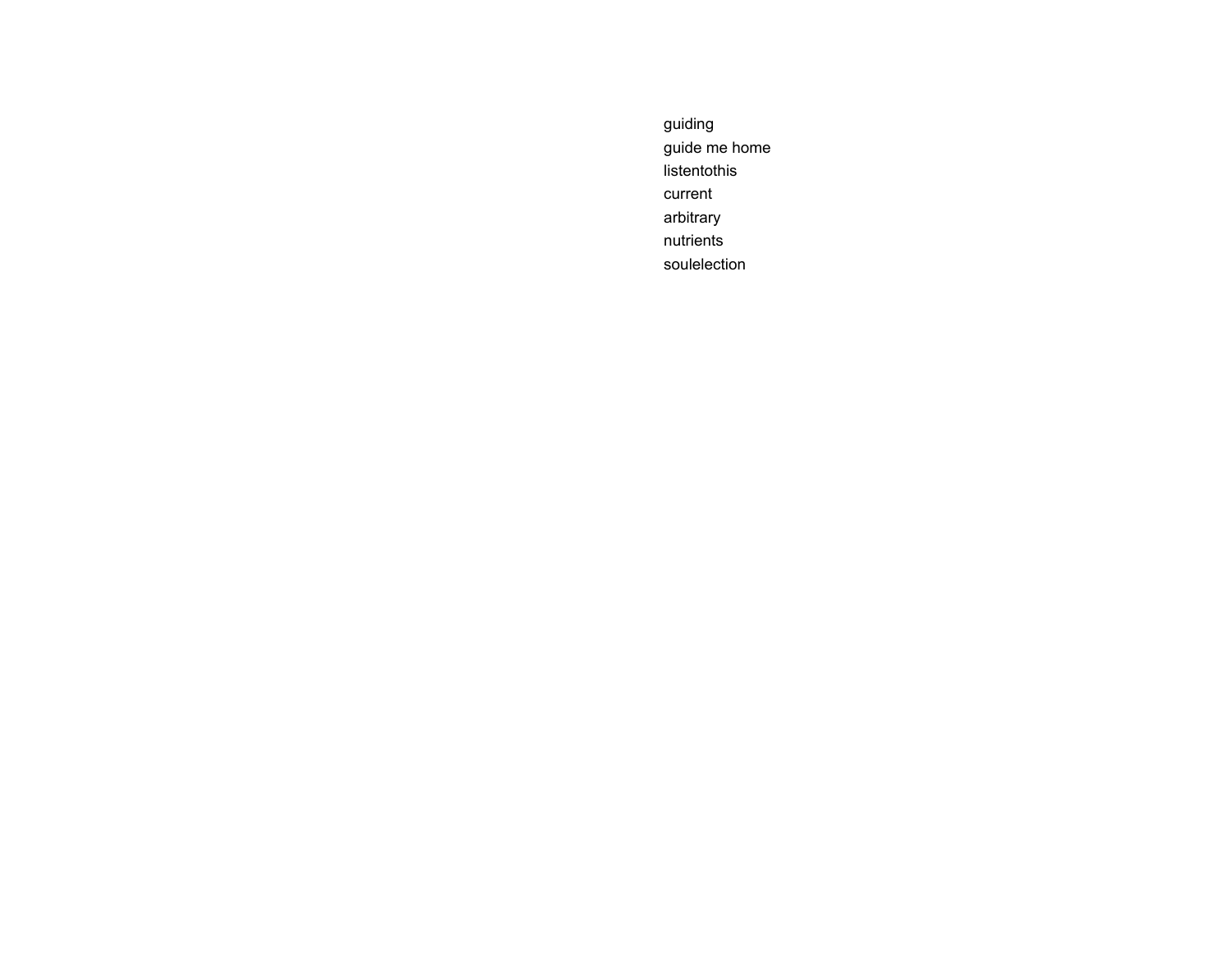guiding
guide me home
listentothis
current
arbitrary
nutrients
soulelection